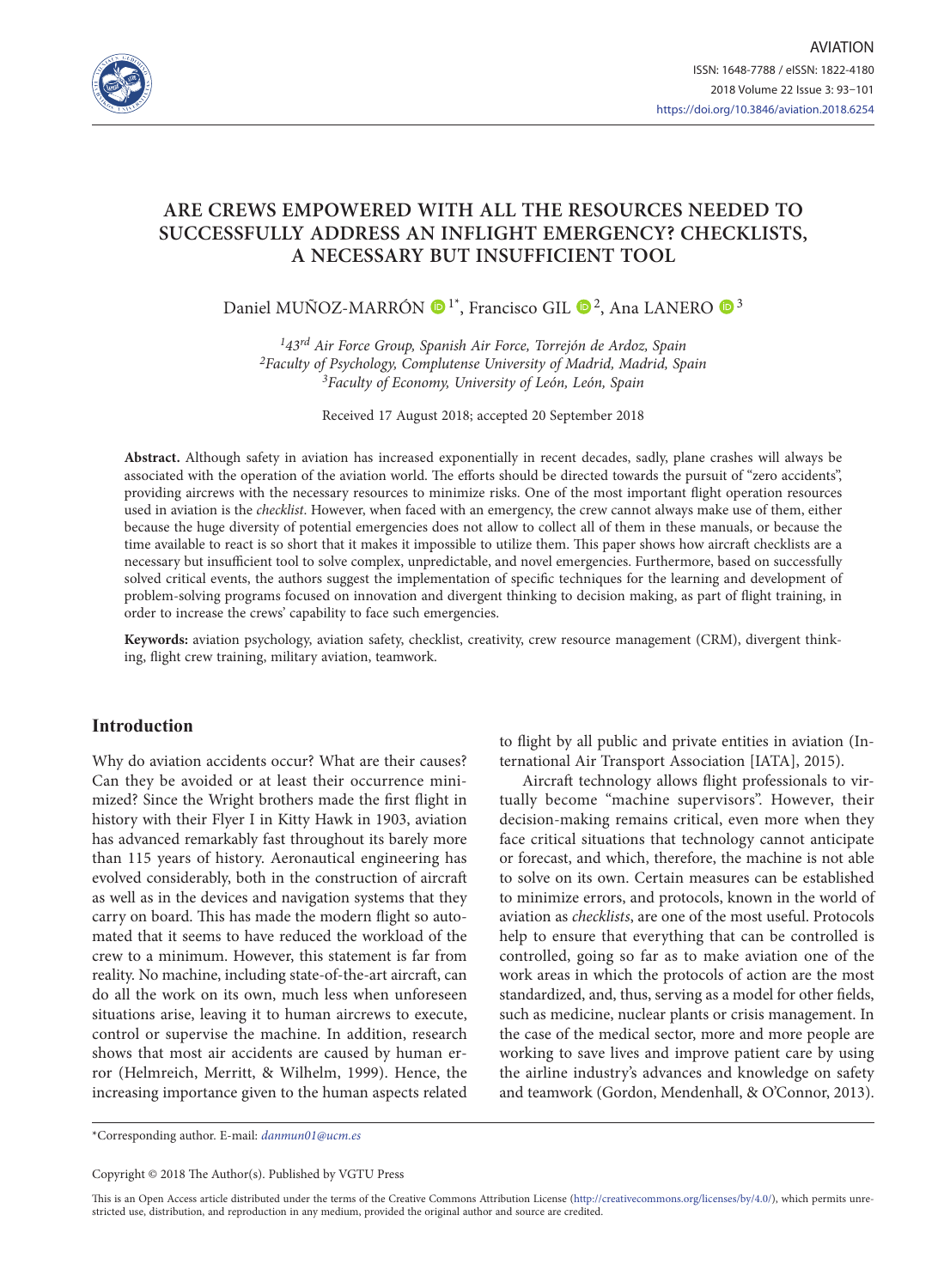# ARE CREWS EMPOWERED WITH ALL THE RESOURCES NEEDED TO SUCCESSFULLY ADDRESS AN INFLIGHT EMERGENCY? CHECKLISTS, A NECESSARY BUT INSUFFICIENT TOOL

Daniel MUÑOZ-MARRÓN [1*], Francisco GIL [2], Ana LANERO [3]

[1] *43rd Air Force Group, Spanish Air Force, Torrejón de Ardoz, Spain*
[2] *Faculty of Psychology, Complutense University of Madrid, Madrid, Spain*
[3] *Faculty of Economy, University of León, León, Spain*

Received 17 August 2018; accepted 20 September 2018

**Abstract.** Although safety in aviation has increased exponentially in recent decades, sadly, plane crashes will always be associated with the operation of the aviation world. The efforts should be directed towards the pursuit of "zero accidents", providing aircrews with the necessary resources to minimize risks. One of the most important flight operation resources used in aviation is the *checklist*. However, when faced with an emergency, the crew cannot always make use of them, either because the huge diversity of potential emergencies does not allow to collect all of them in these manuals, or because the time available to react is so short that it makes it impossible to utilize them. This paper shows how aircraft checklists are a necessary but insufficient tool to solve complex, unpredictable, and novel emergencies. Furthermore, based on successfully solved critical events, the authors suggest the implementation of specific techniques for the learning and development of problem-solving programs focused on innovation and divergent thinking to decision making, as part of flight training, in order to increase the crews' capability to face such emergencies.

**Keywords:** aviation psychology, aviation safety, checklist, creativity, crew resource management (CRM), divergent thinking, flight crew training, military aviation, teamwork.

## Introduction

Why do aviation accidents occur? What are their causes? Can they be avoided or at least their occurrence minimized? Since the Wright brothers made the first flight in history with their Flyer I in Kitty Hawk in 1903, aviation has advanced remarkably fast throughout its barely more than 115 years of history. Aeronautical engineering has evolved considerably, both in the construction of aircraft as well as in the devices and navigation systems that they carry on board. This has made the modern flight so automated that it seems to have reduced the workload of the crew to a minimum. However, this statement is far from reality. No machine, including state-of-the-art aircraft, can do all the work on its own, much less when unforeseen situations arise, leaving it to human aircrews to execute, control or supervise the machine. In addition, research shows that most air accidents are caused by human error (Helmreich, Merritt, & Wilhelm, 1999). Hence, the increasing importance given to the human aspects related to flight by all public and private entities in aviation (International Air Transport Association [IATA], 2015).

Aircraft technology allows flight professionals to virtually become "machine supervisors". However, their decision-making remains critical, even more when they face critical situations that technology cannot anticipate or forecast, and which, therefore, the machine is not able to solve on its own. Certain measures can be established to minimize errors, and protocols, known in the world of aviation as *checklists*, are one of the most useful. Protocols help to ensure that everything that can be controlled is controlled, going so far as to make aviation one of the work areas in which the protocols of action are the most standardized, and, thus, serving as a model for other fields, such as medicine, nuclear plants or crisis management. In the case of the medical sector, more and more people are working to save lives and improve patient care by using the airline industry's advances and knowledge on safety and teamwork (Gordon, Mendenhall, & O'Connor, 2013).

*Corresponding author. E-mail: *danmun01@ucm.es*

Copyright © 2018 The Author(s). Published by VGTU Press

This is an Open Access article distributed under the terms of the Creative Commons Attribution License (http://creativecommons.org/licenses/by/4.0/), which permits unrestricted use, distribution, and reproduction in any medium, provided the original author and source are credited.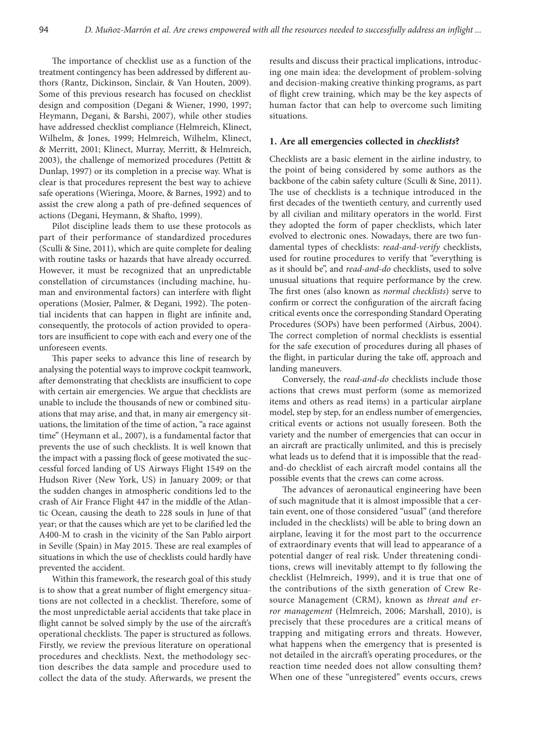The importance of checklist use as a function of the treatment contingency has been addressed by different authors (Rantz, Dickinson, Sinclair, & Van Houten, 2009). Some of this previous research has focused on checklist design and composition (Degani & Wiener, 1990, 1997; Heymann, Degani, & Barshi, 2007), while other studies have addressed checklist compliance (Helmreich, Klinect, Wilhelm, & Jones, 1999; Helmreich, Wilhelm, Klinect, & Merritt, 2001; Klinect, Murray, Merritt, & Helmreich, 2003), the challenge of memorized procedures (Pettitt & Dunlap, 1997) or its completion in a precise way. What is clear is that procedures represent the best way to achieve safe operations (Wieringa, Moore, & Barnes, 1992) and to assist the crew along a path of pre-defined sequences of actions (Degani, Heymann, & Shafto, 1999).

Pilot discipline leads them to use these protocols as part of their performance of standardized procedures (Sculli & Sine, 2011), which are quite complete for dealing with routine tasks or hazards that have already occurred. However, it must be recognized that an unpredictable constellation of circumstances (including machine, human and environmental factors) can interfere with flight operations (Mosier, Palmer, & Degani, 1992). The potential incidents that can happen in flight are infinite and, consequently, the protocols of action provided to operators are insufficient to cope with each and every one of the unforeseen events.

This paper seeks to advance this line of research by analysing the potential ways to improve cockpit teamwork, after demonstrating that checklists are insufficient to cope with certain air emergencies. We argue that checklists are unable to include the thousands of new or combined situations that may arise, and that, in many air emergency situations, the limitation of the time of action, "a race against time" (Heymann et al., 2007), is a fundamental factor that prevents the use of such checklists. It is well known that the impact with a passing flock of geese motivated the successful forced landing of US Airways Flight 1549 on the Hudson River (New York, US) in January 2009; or that the sudden changes in atmospheric conditions led to the crash of Air France Flight 447 in the middle of the Atlantic Ocean, causing the death to 228 souls in June of that year; or that the causes which are yet to be clarified led the A400-M to crash in the vicinity of the San Pablo airport in Seville (Spain) in May 2015. These are real examples of situations in which the use of checklists could hardly have prevented the accident.

Within this framework, the research goal of this study is to show that a great number of flight emergency situations are not collected in a checklist. Therefore, some of the most unpredictable aerial accidents that take place in flight cannot be solved simply by the use of the aircraft's operational checklists. The paper is structured as follows. Firstly, we review the previous literature on operational procedures and checklists. Next, the methodology section describes the data sample and procedure used to collect the data of the study. Afterwards, we present the results and discuss their practical implications, introducing one main idea: the development of problem-solving and decision-making creative thinking programs, as part of flight crew training, which may be the key aspects of human factor that can help to overcome such limiting situations.

## 1. Are all emergencies collected in *checklists*?

Checklists are a basic element in the airline industry, to the point of being considered by some authors as the backbone of the cabin safety culture (Sculli & Sine, 2011). The use of checklists is a technique introduced in the first decades of the twentieth century, and currently used by all civilian and military operators in the world. First they adopted the form of paper checklists, which later evolved to electronic ones. Nowadays, there are two fundamental types of checklists: *read-and-verify* checklists, used for routine procedures to verify that "everything is as it should be", and *read-and-do* checklists, used to solve unusual situations that require performance by the crew. The first ones (also known as *normal checklists*) serve to confirm or correct the configuration of the aircraft facing critical events once the corresponding Standard Operating Procedures (SOPs) have been performed (Airbus, 2004). The correct completion of normal checklists is essential for the safe execution of procedures during all phases of the flight, in particular during the take off, approach and landing maneuvers.

Conversely, the *read-and-do* checklists include those actions that crews must perform (some as memorized items and others as read items) in a particular airplane model, step by step, for an endless number of emergencies, critical events or actions not usually foreseen. Both the variety and the number of emergencies that can occur in an aircraft are practically unlimited, and this is precisely what leads us to defend that it is impossible that the read-and-do checklist of each aircraft model contains all the possible events that the crews can come across.

The advances of aeronautical engineering have been of such magnitude that it is almost impossible that a certain event, one of those considered "usual" (and therefore included in the checklists) will be able to bring down an airplane, leaving it for the most part to the occurrence of extraordinary events that will lead to appearance of a potential danger of real risk. Under threatening conditions, crews will inevitably attempt to fly following the checklist (Helmreich, 1999), and it is true that one of the contributions of the sixth generation of Crew Resource Management (CRM), known as *threat and error management* (Helmreich, 2006; Marshall, 2010), is precisely that these procedures are a critical means of trapping and mitigating errors and threats. However, what happens when the emergency that is presented is not detailed in the aircraft's operating procedures, or the reaction time needed does not allow consulting them? When one of these "unregistered" events occurs, crews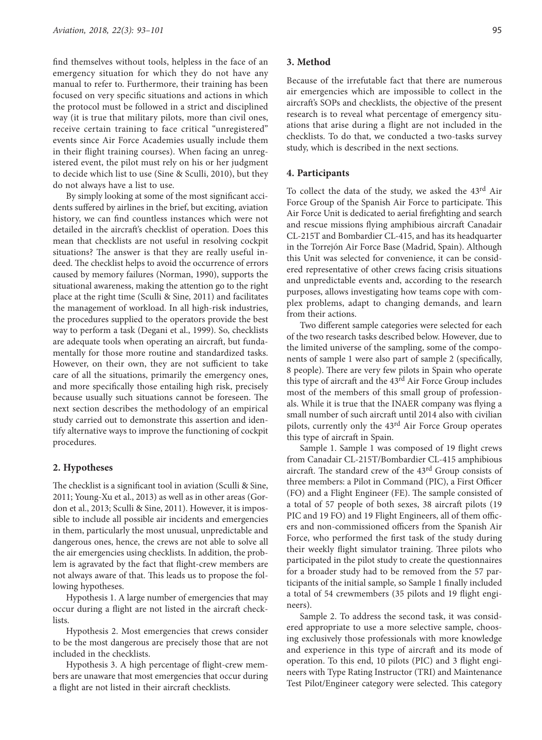find themselves without tools, helpless in the face of an emergency situation for which they do not have any manual to refer to. Furthermore, their training has been focused on very specific situations and actions in which the protocol must be followed in a strict and disciplined way (it is true that military pilots, more than civil ones, receive certain training to face critical "unregistered" events since Air Force Academies usually include them in their flight training courses). When facing an unregistered event, the pilot must rely on his or her judgment to decide which list to use (Sine & Sculli, 2010), but they do not always have a list to use.

By simply looking at some of the most significant accidents suffered by airlines in the brief, but exciting, aviation history, we can find countless instances which were not detailed in the aircraft's checklist of operation. Does this mean that checklists are not useful in resolving cockpit situations? The answer is that they are really useful indeed. The checklist helps to avoid the occurrence of errors caused by memory failures (Norman, 1990), supports the situational awareness, making the attention go to the right place at the right time (Sculli & Sine, 2011) and facilitates the management of workload. In all high-risk industries, the procedures supplied to the operators provide the best way to perform a task (Degani et al., 1999). So, checklists are adequate tools when operating an aircraft, but fundamentally for those more routine and standardized tasks. However, on their own, they are not sufficient to take care of all the situations, primarily the emergency ones, and more specifically those entailing high risk, precisely because usually such situations cannot be foreseen. The next section describes the methodology of an empirical study carried out to demonstrate this assertion and identify alternative ways to improve the functioning of cockpit procedures.

## 2. Hypotheses

The checklist is a significant tool in aviation (Sculli & Sine, 2011; Young-Xu et al., 2013) as well as in other areas (Gordon et al., 2013; Sculli & Sine, 2011). However, it is impossible to include all possible air incidents and emergencies in them, particularly the most unusual, unpredictable and dangerous ones, hence, the crews are not able to solve all the air emergencies using checklists. In addition, the problem is agravated by the fact that flight-crew members are not always aware of that. This leads us to propose the following hypotheses.

Hypothesis 1. A large number of emergencies that may occur during a flight are not listed in the aircraft checklists.

Hypothesis 2. Most emergencies that crews consider to be the most dangerous are precisely those that are not included in the checklists.

Hypothesis 3. A high percentage of flight-crew members are unaware that most emergencies that occur during a flight are not listed in their aircraft checklists.

## 3. Method

Because of the irrefutable fact that there are numerous air emergencies which are impossible to collect in the aircraft's SOPs and checklists, the objective of the present research is to reveal what percentage of emergency situations that arise during a flight are not included in the checklists. To do that, we conducted a two-tasks survey study, which is described in the next sections.

## 4. Participants

To collect the data of the study, we asked the 43rd Air Force Group of the Spanish Air Force to participate. This Air Force Unit is dedicated to aerial firefighting and search and rescue missions flying amphibious aircraft Canadair CL-215T and Bombardier CL-415, and has its headquarter in the Torrejón Air Force Base (Madrid, Spain). Although this Unit was selected for convenience, it can be considered representative of other crews facing crisis situations and unpredictable events and, according to the research purposes, allows investigating how teams cope with complex problems, adapt to changing demands, and learn from their actions.

Two different sample categories were selected for each of the two research tasks described below. However, due to the limited universe of the sampling, some of the components of sample 1 were also part of sample 2 (specifically, 8 people). There are very few pilots in Spain who operate this type of aircraft and the 43rd Air Force Group includes most of the members of this small group of professionals. While it is true that the INAER company was flying a small number of such aircraft until 2014 also with civilian pilots, currently only the 43rd Air Force Group operates this type of aircraft in Spain.

Sample 1. Sample 1 was composed of 19 flight crews from Canadair CL-215T/Bombardier CL-415 amphibious aircraft. The standard crew of the 43rd Group consists of three members: a Pilot in Command (PIC), a First Officer (FO) and a Flight Engineer (FE). The sample consisted of a total of 57 people of both sexes, 38 aircraft pilots (19 PIC and 19 FO) and 19 Flight Engineers, all of them officers and non-commissioned officers from the Spanish Air Force, who performed the first task of the study during their weekly flight simulator training. Three pilots who participated in the pilot study to create the questionnaires for a broader study had to be removed from the 57 participants of the initial sample, so Sample 1 finally included a total of 54 crewmembers (35 pilots and 19 flight engineers).

Sample 2. To address the second task, it was considered appropriate to use a more selective sample, choosing exclusively those professionals with more knowledge and experience in this type of aircraft and its mode of operation. To this end, 10 pilots (PIC) and 3 flight engineers with Type Rating Instructor (TRI) and Maintenance Test Pilot/Engineer category were selected. This category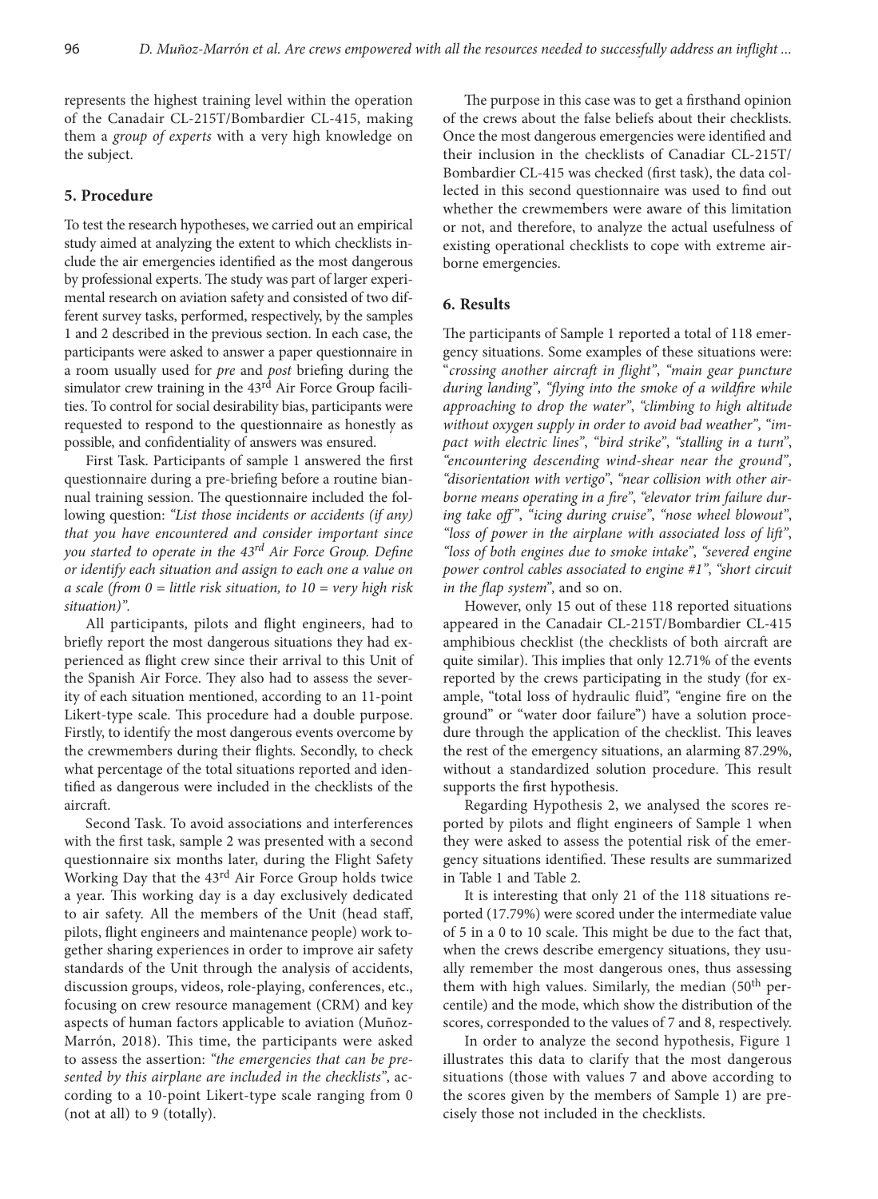represents the highest training level within the operation of the Canadair CL-215T/Bombardier CL-415, making them a *group of experts* with a very high knowledge on the subject.

## 5. Procedure

To test the research hypotheses, we carried out an empirical study aimed at analyzing the extent to which checklists include the air emergencies identified as the most dangerous by professional experts. The study was part of larger experimental research on aviation safety and consisted of two different survey tasks, performed, respectively, by the samples 1 and 2 described in the previous section. In each case, the participants were asked to answer a paper questionnaire in a room usually used for *pre* and *post* briefing during the simulator crew training in the 43rd Air Force Group facilities. To control for social desirability bias, participants were requested to respond to the questionnaire as honestly as possible, and confidentiality of answers was ensured.

First Task. Participants of sample 1 answered the first questionnaire during a pre-briefing before a routine biannual training session. The questionnaire included the following question: *"List those incidents or accidents (if any) that you have encountered and consider important since you started to operate in the 43rd Air Force Group. Define or identify each situation and assign to each one a value on a scale (from 0 = little risk situation, to 10 = very high risk situation)"*.

All participants, pilots and flight engineers, had to briefly report the most dangerous situations they had experienced as flight crew since their arrival to this Unit of the Spanish Air Force. They also had to assess the severity of each situation mentioned, according to an 11-point Likert-type scale. This procedure had a double purpose. Firstly, to identify the most dangerous events overcome by the crewmembers during their flights. Secondly, to check what percentage of the total situations reported and identified as dangerous were included in the checklists of the aircraft.

Second Task. To avoid associations and interferences with the first task, sample 2 was presented with a second questionnaire six months later, during the Flight Safety Working Day that the 43rd Air Force Group holds twice a year. This working day is a day exclusively dedicated to air safety. All the members of the Unit (head staff, pilots, flight engineers and maintenance people) work together sharing experiences in order to improve air safety standards of the Unit through the analysis of accidents, discussion groups, videos, role-playing, conferences, etc., focusing on crew resource management (CRM) and key aspects of human factors applicable to aviation (Muñoz-Marrón, 2018). This time, the participants were asked to assess the assertion: *"the emergencies that can be presented by this airplane are included in the checklists"*, according to a 10-point Likert-type scale ranging from 0 (not at all) to 9 (totally).

The purpose in this case was to get a firsthand opinion of the crews about the false beliefs about their checklists. Once the most dangerous emergencies were identified and their inclusion in the checklists of Canadiar CL-215T/Bombardier CL-415 was checked (first task), the data collected in this second questionnaire was used to find out whether the crewmembers were aware of this limitation or not, and therefore, to analyze the actual usefulness of existing operational checklists to cope with extreme airborne emergencies.

## 6. Results

The participants of Sample 1 reported a total of 118 emergency situations. Some examples of these situations were: "*crossing another aircraft in flight*", *"main gear puncture during landing"*, *"flying into the smoke of a wildfire while approaching to drop the water"*, *"climbing to high altitude without oxygen supply in order to avoid bad weather"*, *"impact with electric lines"*, *"bird strike"*, *"stalling in a turn"*, *"encountering descending wind-shear near the ground"*, *"disorientation with vertigo"*, *"near collision with other airborne means operating in a fire"*, *"elevator trim failure during take off"*, *"icing during cruise"*, *"nose wheel blowout"*, *"loss of power in the airplane with associated loss of lift"*, *"loss of both engines due to smoke intake"*, *"severed engine power control cables associated to engine #1"*, *"short circuit in the flap system"*, and so on.

However, only 15 out of these 118 reported situations appeared in the Canadair CL-215T/Bombardier CL-415 amphibious checklist (the checklists of both aircraft are quite similar). This implies that only 12.71% of the events reported by the crews participating in the study (for example, "total loss of hydraulic fluid", "engine fire on the ground" or "water door failure") have a solution procedure through the application of the checklist. This leaves the rest of the emergency situations, an alarming 87.29%, without a standardized solution procedure. This result supports the first hypothesis.

Regarding Hypothesis 2, we analysed the scores reported by pilots and flight engineers of Sample 1 when they were asked to assess the potential risk of the emergency situations identified. These results are summarized in Table 1 and Table 2.

It is interesting that only 21 of the 118 situations reported (17.79%) were scored under the intermediate value of 5 in a 0 to 10 scale. This might be due to the fact that, when the crews describe emergency situations, they usually remember the most dangerous ones, thus assessing them with high values. Similarly, the median (50th percentile) and the mode, which show the distribution of the scores, corresponded to the values of 7 and 8, respectively.

In order to analyze the second hypothesis, Figure 1 illustrates this data to clarify that the most dangerous situations (those with values 7 and above according to the scores given by the members of Sample 1) are precisely those not included in the checklists.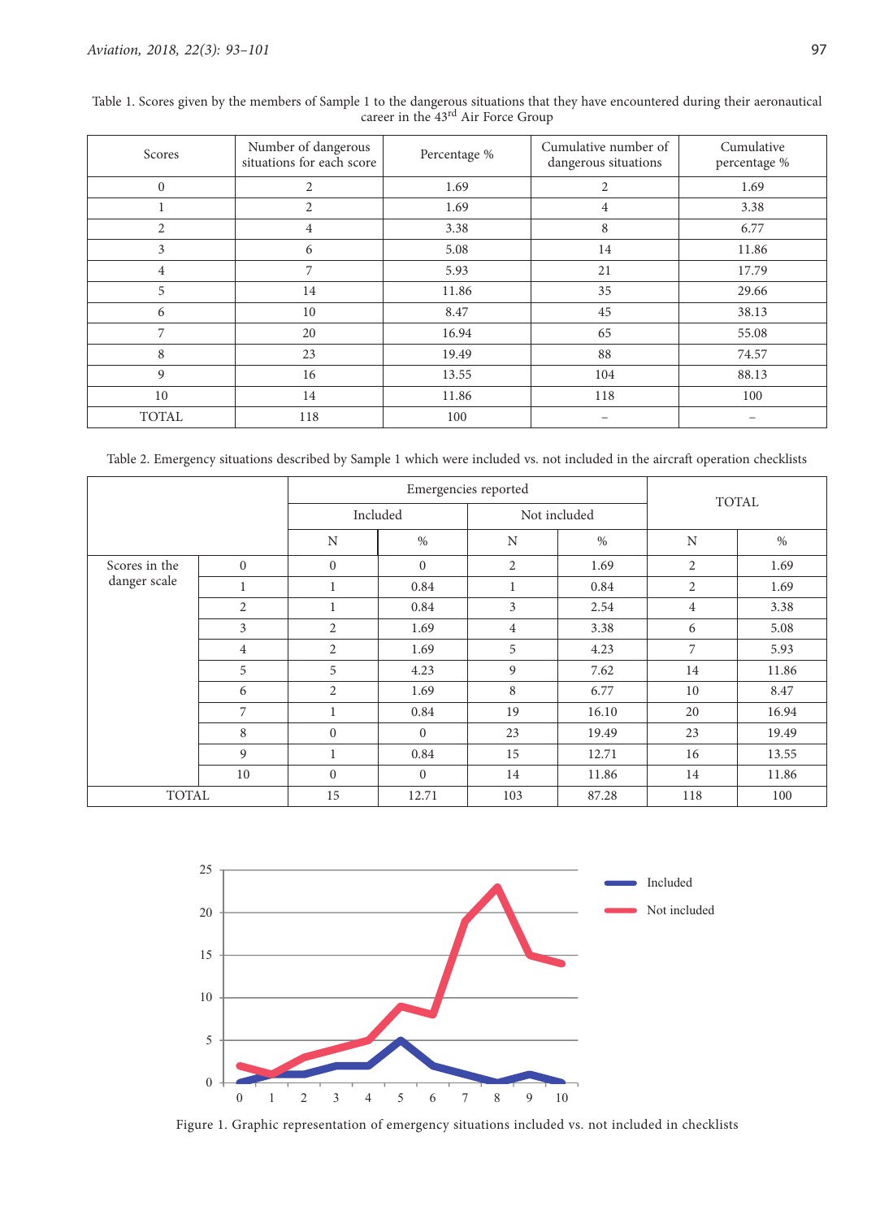Table 1. Scores given by the members of Sample 1 to the dangerous situations that they have encountered during their aeronautical career in the 43rd Air Force Group

| Scores | Number of dangerous situations for each score | Percentage % | Cumulative number of dangerous situations | Cumulative percentage % |
|---|---|---|---|---|
| 0 | 2 | 1.69 | 2 | 1.69 |
| 1 | 2 | 1.69 | 4 | 3.38 |
| 2 | 4 | 3.38 | 8 | 6.77 |
| 3 | 6 | 5.08 | 14 | 11.86 |
| 4 | 7 | 5.93 | 21 | 17.79 |
| 5 | 14 | 11.86 | 35 | 29.66 |
| 6 | 10 | 8.47 | 45 | 38.13 |
| 7 | 20 | 16.94 | 65 | 55.08 |
| 8 | 23 | 19.49 | 88 | 74.57 |
| 9 | 16 | 13.55 | 104 | 88.13 |
| 10 | 14 | 11.86 | 118 | 100 |
| TOTAL | 118 | 100 | – | – |

Table 2. Emergency situations described by Sample 1 which were included vs. not included in the aircraft operation checklists

| | | Emergencies reported | | | | TOTAL | |
|---|---|---|---|---|---|---|---|
| | | Included | | Not included | | | |
| | | N | % | N | % | N | % |
| Scores in the danger scale | 0 | 0 | 0 | 2 | 1.69 | 2 | 1.69 |
| | 1 | 1 | 0.84 | 1 | 0.84 | 2 | 1.69 |
| | 2 | 1 | 0.84 | 3 | 2.54 | 4 | 3.38 |
| | 3 | 2 | 1.69 | 4 | 3.38 | 6 | 5.08 |
| | 4 | 2 | 1.69 | 5 | 4.23 | 7 | 5.93 |
| | 5 | 5 | 4.23 | 9 | 7.62 | 14 | 11.86 |
| | 6 | 2 | 1.69 | 8 | 6.77 | 10 | 8.47 |
| | 7 | 1 | 0.84 | 19 | 16.10 | 20 | 16.94 |
| | 8 | 0 | 0 | 23 | 19.49 | 23 | 19.49 |
| | 9 | 1 | 0.84 | 15 | 12.71 | 16 | 13.55 |
| | 10 | 0 | 0 | 14 | 11.86 | 14 | 11.86 |
| TOTAL | | 15 | 12.71 | 103 | 87.28 | 118 | 100 |

Figure 1. Graphic representation of emergency situations included vs. not included in checklists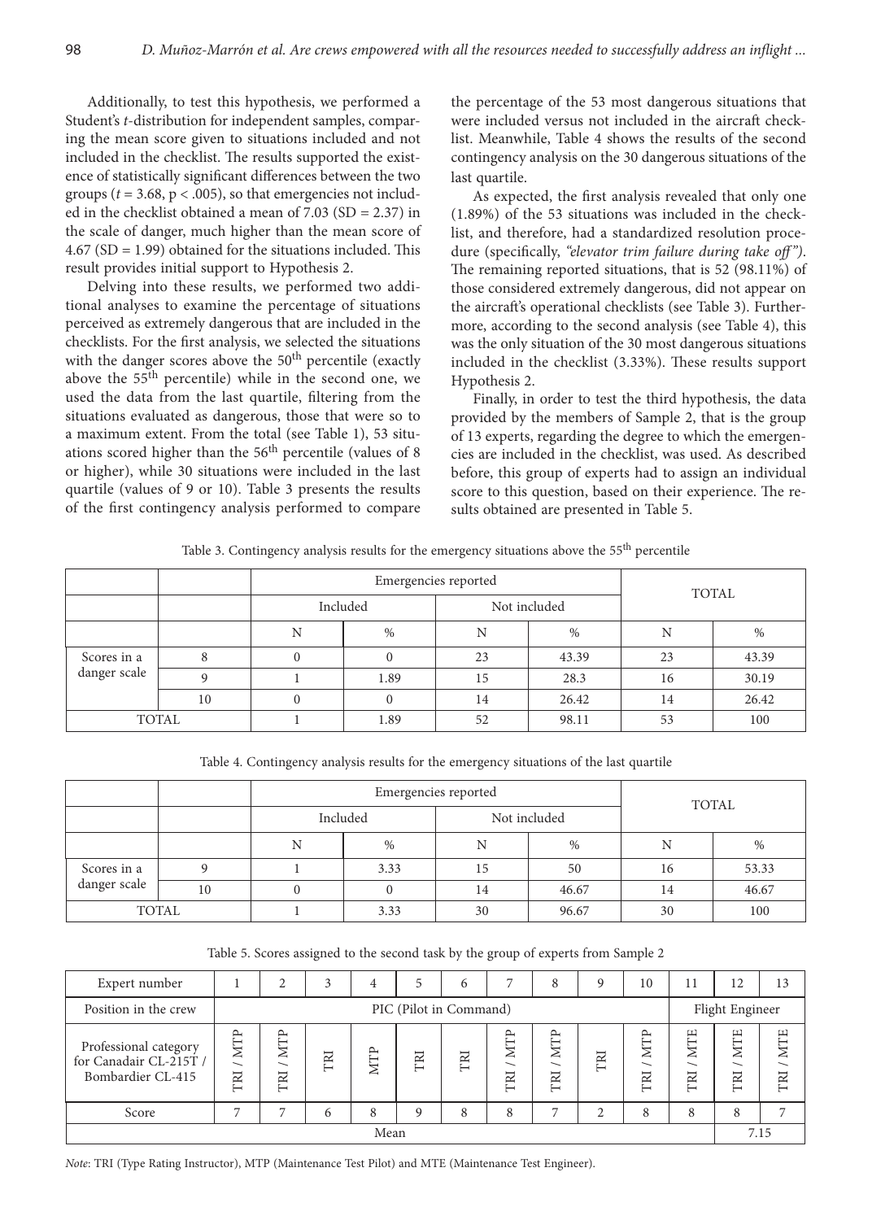Additionally, to test this hypothesis, we performed a Student's $t$-distribution for independent samples, comparing the mean score given to situations included and not included in the checklist. The results supported the existence of statistically significant differences between the two groups ($t = 3.68$, $p < .005$), so that emergencies not included in the checklist obtained a mean of 7.03 (SD = 2.37) in the scale of danger, much higher than the mean score of 4.67 (SD = 1.99) obtained for the situations included. This result provides initial support to Hypothesis 2.

Delving into these results, we performed two additional analyses to examine the percentage of situations perceived as extremely dangerous that are included in the checklists. For the first analysis, we selected the situations with the danger scores above the 50$^{th}$ percentile (exactly above the 55$^{th}$ percentile) while in the second one, we used the data from the last quartile, filtering from the situations evaluated as dangerous, those that were so to a maximum extent. From the total (see Table 1), 53 situations scored higher than the 56$^{th}$ percentile (values of 8 or higher), while 30 situations were included in the last quartile (values of 9 or 10). Table 3 presents the results of the first contingency analysis performed to compare the percentage of the 53 most dangerous situations that were included versus not included in the aircraft checklist. Meanwhile, Table 4 shows the results of the second contingency analysis on the 30 dangerous situations of the last quartile.

As expected, the first analysis revealed that only one (1.89%) of the 53 situations was included in the checklist, and therefore, had a standardized resolution procedure (specifically, *"elevator trim failure during take off")*. The remaining reported situations, that is 52 (98.11%) of those considered extremely dangerous, did not appear on the aircraft's operational checklists (see Table 3). Furthermore, according to the second analysis (see Table 4), this was the only situation of the 30 most dangerous situations included in the checklist (3.33%). These results support Hypothesis 2.

Finally, in order to test the third hypothesis, the data provided by the members of Sample 2, that is the group of 13 experts, regarding the degree to which the emergencies are included in the checklist, was used. As described before, this group of experts had to assign an individual score to this question, based on their experience. The results obtained are presented in Table 5.

Table 3. Contingency analysis results for the emergency situations above the 55$^{th}$ percentile

| | | Emergencies reported | | | | TOTAL | |
|---|---|---|---|---|---|---|---|
| | | Included | | Not included | | | |
| | | N | % | N | % | N | % |
| Scores in a danger scale | 8 | 0 | 0 | 23 | 43.39 | 23 | 43.39 |
| | 9 | 1 | 1.89 | 15 | 28.3 | 16 | 30.19 |
| | 10 | 0 | 0 | 14 | 26.42 | 14 | 26.42 |
| TOTAL | | 1 | 1.89 | 52 | 98.11 | 53 | 100 |

Table 4. Contingency analysis results for the emergency situations of the last quartile

| | | Emergencies reported | | | | TOTAL | |
|---|---|---|---|---|---|---|---|
| | | Included | | Not included | | | |
| | | N | % | N | % | N | % |
| Scores in a danger scale | 9 | 1 | 3.33 | 15 | 50 | 16 | 53.33 |
| | 10 | 0 | 0 | 14 | 46.67 | 14 | 46.67 |
| TOTAL | | 1 | 3.33 | 30 | 96.67 | 30 | 100 |

Table 5. Scores assigned to the second task by the group of experts from Sample 2

| Expert number | 1 | 2 | 3 | 4 | 5 | 6 | 7 | 8 | 9 | 10 | 11 | 12 | 13 |
|---|---|---|---|---|---|---|---|---|---|---|---|---|---|
| Position in the crew | PIC (Pilot in Command) | | | | | | | | | | Flight Engineer | | |
| Professional category for Canadair CL-215T / Bombardier CL-415 | TRI / MTP | TRI / MTP | TRI | MTP | TRI | TRI | TRI / MTP | TRI / MTP | TRI | TRI / MTP | TRI / MTE | TRI / MTE | TRI / MTE |
| Score | 7 | 7 | 6 | 8 | 9 | 8 | 8 | 7 | 2 | 8 | 8 | 8 | 7 |
| Mean | | | | | | | | | | | | 7.15 | |

*Note*: TRI (Type Rating Instructor), MTP (Maintenance Test Pilot) and MTE (Maintenance Test Engineer).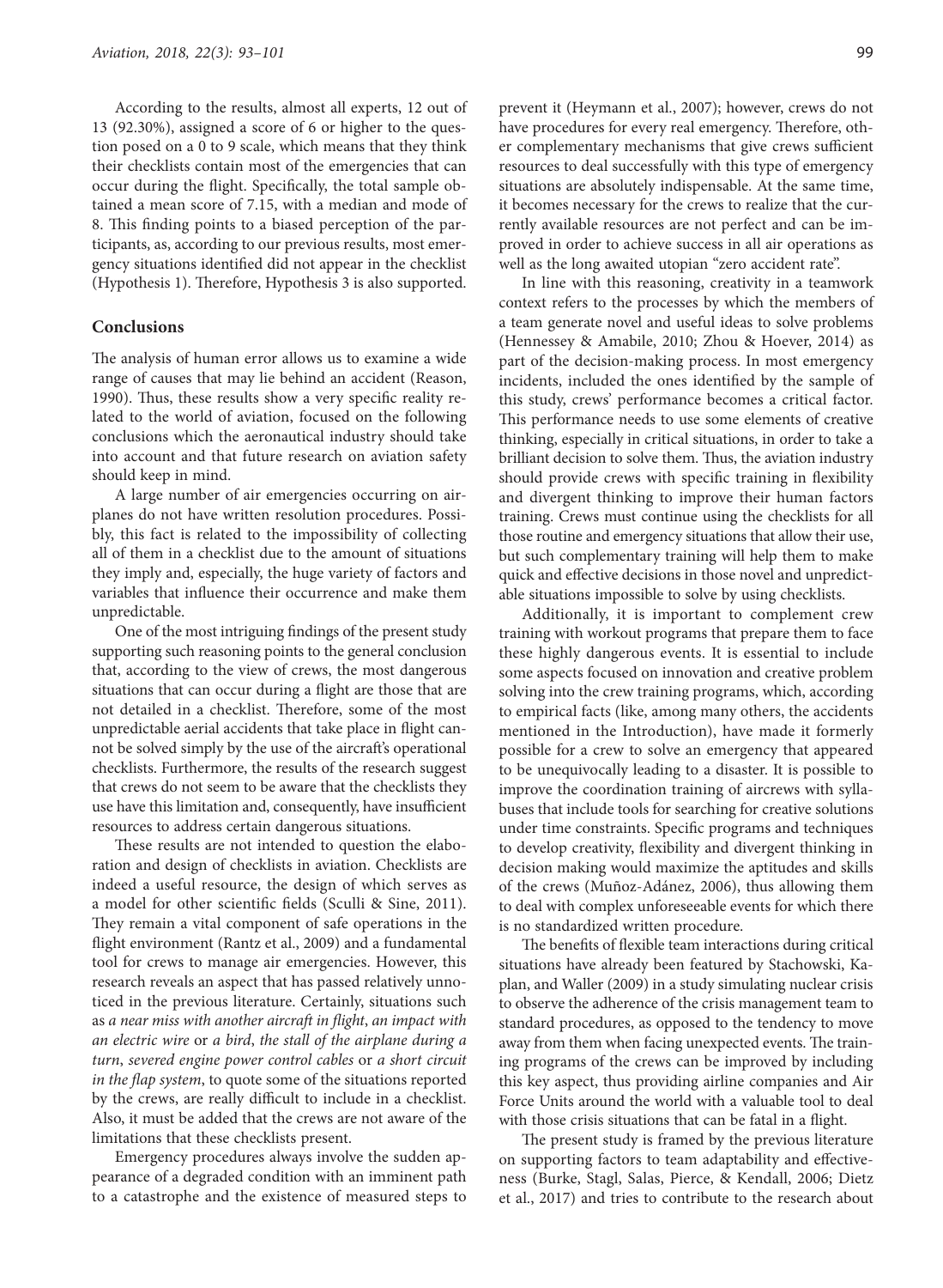According to the results, almost all experts, 12 out of 13 (92.30%), assigned a score of 6 or higher to the question posed on a 0 to 9 scale, which means that they think their checklists contain most of the emergencies that can occur during the flight. Specifically, the total sample obtained a mean score of 7.15, with a median and mode of 8. This finding points to a biased perception of the participants, as, according to our previous results, most emergency situations identified did not appear in the checklist (Hypothesis 1). Therefore, Hypothesis 3 is also supported.

## Conclusions

The analysis of human error allows us to examine a wide range of causes that may lie behind an accident (Reason, 1990). Thus, these results show a very specific reality related to the world of aviation, focused on the following conclusions which the aeronautical industry should take into account and that future research on aviation safety should keep in mind.

A large number of air emergencies occurring on airplanes do not have written resolution procedures. Possibly, this fact is related to the impossibility of collecting all of them in a checklist due to the amount of situations they imply and, especially, the huge variety of factors and variables that influence their occurrence and make them unpredictable.

One of the most intriguing findings of the present study supporting such reasoning points to the general conclusion that, according to the view of crews, the most dangerous situations that can occur during a flight are those that are not detailed in a checklist. Therefore, some of the most unpredictable aerial accidents that take place in flight cannot be solved simply by the use of the aircraft's operational checklists. Furthermore, the results of the research suggest that crews do not seem to be aware that the checklists they use have this limitation and, consequently, have insufficient resources to address certain dangerous situations.

These results are not intended to question the elaboration and design of checklists in aviation. Checklists are indeed a useful resource, the design of which serves as a model for other scientific fields (Sculli & Sine, 2011). They remain a vital component of safe operations in the flight environment (Rantz et al., 2009) and a fundamental tool for crews to manage air emergencies. However, this research reveals an aspect that has passed relatively unnoticed in the previous literature. Certainly, situations such as *a near miss with another aircraft in flight*, *an impact with an electric wire* or *a bird*, *the stall of the airplane during a turn*, *severed engine power control cables* or *a short circuit in the flap system*, to quote some of the situations reported by the crews, are really difficult to include in a checklist. Also, it must be added that the crews are not aware of the limitations that these checklists present.

Emergency procedures always involve the sudden appearance of a degraded condition with an imminent path to a catastrophe and the existence of measured steps to prevent it (Heymann et al., 2007); however, crews do not have procedures for every real emergency. Therefore, other complementary mechanisms that give crews sufficient resources to deal successfully with this type of emergency situations are absolutely indispensable. At the same time, it becomes necessary for the crews to realize that the currently available resources are not perfect and can be improved in order to achieve success in all air operations as well as the long awaited utopian "zero accident rate".

In line with this reasoning, creativity in a teamwork context refers to the processes by which the members of a team generate novel and useful ideas to solve problems (Hennessey & Amabile, 2010; Zhou & Hoever, 2014) as part of the decision-making process. In most emergency incidents, included the ones identified by the sample of this study, crews' performance becomes a critical factor. This performance needs to use some elements of creative thinking, especially in critical situations, in order to take a brilliant decision to solve them. Thus, the aviation industry should provide crews with specific training in flexibility and divergent thinking to improve their human factors training. Crews must continue using the checklists for all those routine and emergency situations that allow their use, but such complementary training will help them to make quick and effective decisions in those novel and unpredictable situations impossible to solve by using checklists.

Additionally, it is important to complement crew training with workout programs that prepare them to face these highly dangerous events. It is essential to include some aspects focused on innovation and creative problem solving into the crew training programs, which, according to empirical facts (like, among many others, the accidents mentioned in the Introduction), have made it formerly possible for a crew to solve an emergency that appeared to be unequivocally leading to a disaster. It is possible to improve the coordination training of aircrews with syllabuses that include tools for searching for creative solutions under time constraints. Specific programs and techniques to develop creativity, flexibility and divergent thinking in decision making would maximize the aptitudes and skills of the crews (Muñoz-Adánez, 2006), thus allowing them to deal with complex unforeseeable events for which there is no standardized written procedure.

The benefits of flexible team interactions during critical situations have already been featured by Stachowski, Kaplan, and Waller (2009) in a study simulating nuclear crisis to observe the adherence of the crisis management team to standard procedures, as opposed to the tendency to move away from them when facing unexpected events. The training programs of the crews can be improved by including this key aspect, thus providing airline companies and Air Force Units around the world with a valuable tool to deal with those crisis situations that can be fatal in a flight.

The present study is framed by the previous literature on supporting factors to team adaptability and effectiveness (Burke, Stagl, Salas, Pierce, & Kendall, 2006; Dietz et al., 2017) and tries to contribute to the research about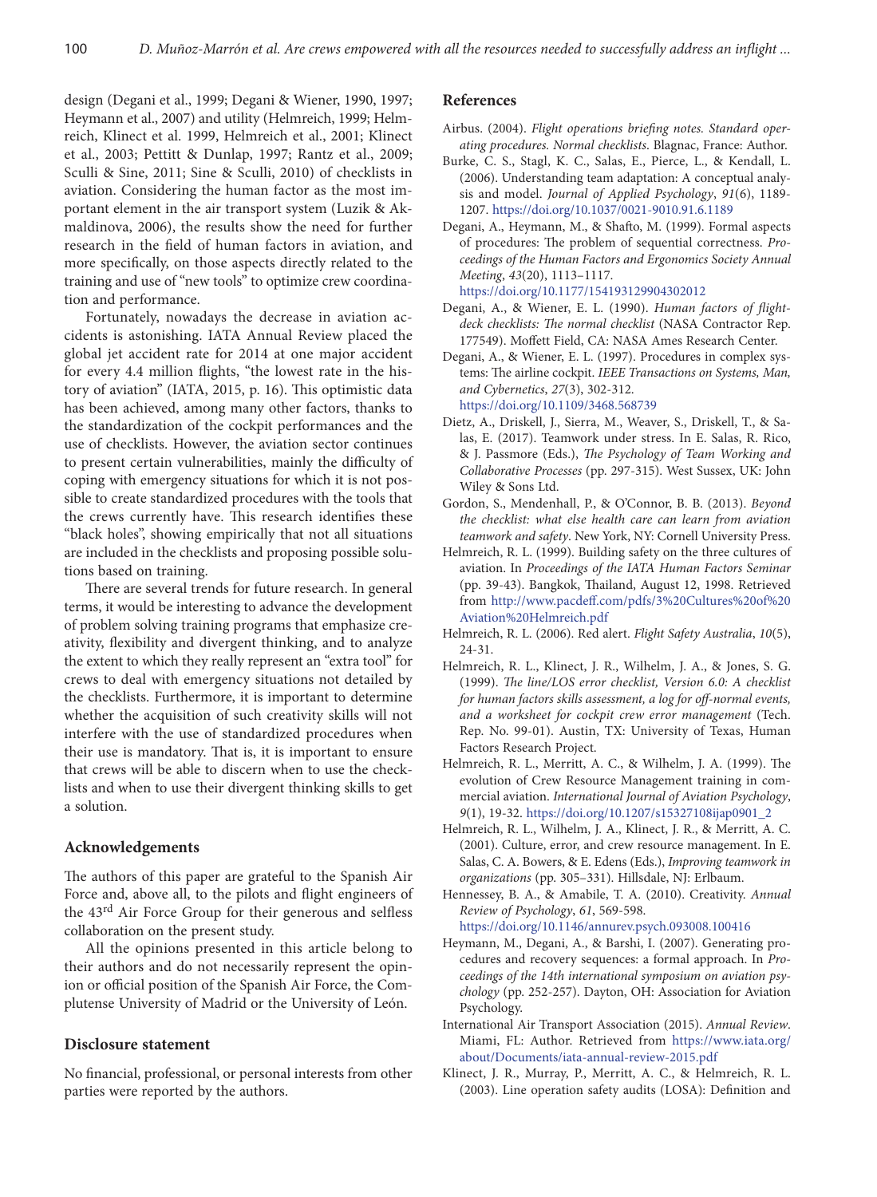design (Degani et al., 1999; Degani & Wiener, 1990, 1997; Heymann et al., 2007) and utility (Helmreich, 1999; Helmreich, Klinect et al. 1999, Helmreich et al., 2001; Klinect et al., 2003; Pettitt & Dunlap, 1997; Rantz et al., 2009; Sculli & Sine, 2011; Sine & Sculli, 2010) of checklists in aviation. Considering the human factor as the most important element in the air transport system (Luzik & Akmaldinova, 2006), the results show the need for further research in the field of human factors in aviation, and more specifically, on those aspects directly related to the training and use of "new tools" to optimize crew coordination and performance.

Fortunately, nowadays the decrease in aviation accidents is astonishing. IATA Annual Review placed the global jet accident rate for 2014 at one major accident for every 4.4 million flights, "the lowest rate in the history of aviation" (IATA, 2015, p. 16). This optimistic data has been achieved, among many other factors, thanks to the standardization of the cockpit performances and the use of checklists. However, the aviation sector continues to present certain vulnerabilities, mainly the difficulty of coping with emergency situations for which it is not possible to create standardized procedures with the tools that the crews currently have. This research identifies these "black holes", showing empirically that not all situations are included in the checklists and proposing possible solutions based on training.

There are several trends for future research. In general terms, it would be interesting to advance the development of problem solving training programs that emphasize creativity, flexibility and divergent thinking, and to analyze the extent to which they really represent an "extra tool" for crews to deal with emergency situations not detailed by the checklists. Furthermore, it is important to determine whether the acquisition of such creativity skills will not interfere with the use of standardized procedures when their use is mandatory. That is, it is important to ensure that crews will be able to discern when to use the checklists and when to use their divergent thinking skills to get a solution.

## Acknowledgements

The authors of this paper are grateful to the Spanish Air Force and, above all, to the pilots and flight engineers of the 43rd Air Force Group for their generous and selfless collaboration on the present study.

All the opinions presented in this article belong to their authors and do not necessarily represent the opinion or official position of the Spanish Air Force, the Complutense University of Madrid or the University of León.

## Disclosure statement

No financial, professional, or personal interests from other parties were reported by the authors.

## References

Airbus. (2004). *Flight operations briefing notes. Standard operating procedures. Normal checklists*. Blagnac, France: Author.

Burke, C. S., Stagl, K. C., Salas, E., Pierce, L., & Kendall, L. (2006). Understanding team adaptation: A conceptual analysis and model. *Journal of Applied Psychology*, *91*(6), 1189-1207. https://doi.org/10.1037/0021-9010.91.6.1189

Degani, A., Heymann, M., & Shafto, M. (1999). Formal aspects of procedures: The problem of sequential correctness. *Proceedings of the Human Factors and Ergonomics Society Annual Meeting*, *43*(20), 1113–1117. https://doi.org/10.1177/154193129904302012

Degani, A., & Wiener, E. L. (1990). *Human factors of flight-deck checklists: The normal checklist* (NASA Contractor Rep. 177549). Moffett Field, CA: NASA Ames Research Center.

Degani, A., & Wiener, E. L. (1997). Procedures in complex systems: The airline cockpit. *IEEE Transactions on Systems, Man, and Cybernetics*, *27*(3), 302-312. https://doi.org/10.1109/3468.568739

Dietz, A., Driskell, J., Sierra, M., Weaver, S., Driskell, T., & Salas, E. (2017). Teamwork under stress. In E. Salas, R. Rico, & J. Passmore (Eds.), *The Psychology of Team Working and Collaborative Processes* (pp. 297-315). West Sussex, UK: John Wiley & Sons Ltd.

Gordon, S., Mendenhall, P., & O'Connor, B. B. (2013). *Beyond the checklist: what else health care can learn from aviation teamwork and safety*. New York, NY: Cornell University Press.

Helmreich, R. L. (1999). Building safety on the three cultures of aviation. In *Proceedings of the IATA Human Factors Seminar* (pp. 39-43). Bangkok, Thailand, August 12, 1998. Retrieved from http://www.pacdeff.com/pdfs/3%20Cultures%20of%20Aviation%20Helmreich.pdf

Helmreich, R. L. (2006). Red alert. *Flight Safety Australia*, *10*(5), 24-31.

Helmreich, R. L., Klinect, J. R., Wilhelm, J. A., & Jones, S. G. (1999). *The line/LOS error checklist, Version 6.0: A checklist for human factors skills assessment, a log for off-normal events, and a worksheet for cockpit crew error management* (Tech. Rep. No. 99-01). Austin, TX: University of Texas, Human Factors Research Project.

Helmreich, R. L., Merritt, A. C., & Wilhelm, J. A. (1999). The evolution of Crew Resource Management training in commercial aviation. *International Journal of Aviation Psychology*, *9*(1), 19-32. https://doi.org/10.1207/s15327108ijap0901_2

Helmreich, R. L., Wilhelm, J. A., Klinect, J. R., & Merritt, A. C. (2001). Culture, error, and crew resource management. In E. Salas, C. A. Bowers, & E. Edens (Eds.), *Improving teamwork in organizations* (pp. 305–331). Hillsdale, NJ: Erlbaum.

Hennessey, B. A., & Amabile, T. A. (2010). Creativity. *Annual Review of Psychology*, *61*, 569-598. https://doi.org/10.1146/annurev.psych.093008.100416

Heymann, M., Degani, A., & Barshi, I. (2007). Generating procedures and recovery sequences: a formal approach. In *Proceedings of the 14th international symposium on aviation psychology* (pp. 252-257). Dayton, OH: Association for Aviation Psychology.

International Air Transport Association (2015). *Annual Review*. Miami, FL: Author. Retrieved from https://www.iata.org/about/Documents/iata-annual-review-2015.pdf

Klinect, J. R., Murray, P., Merritt, A. C., & Helmreich, R. L. (2003). Line operation safety audits (LOSA): Definition and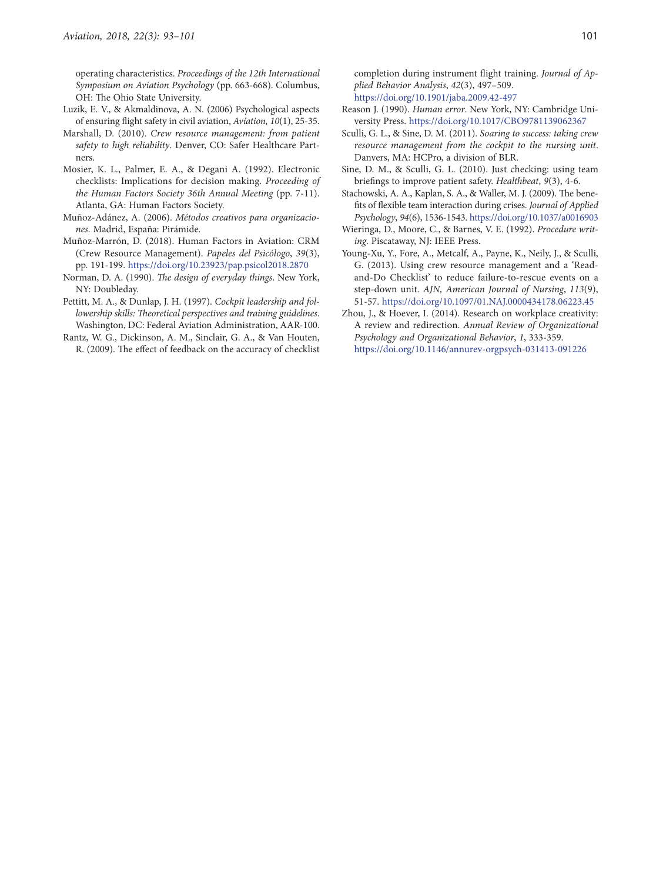operating characteristics. *Proceedings of the 12th International Symposium on Aviation Psychology* (pp. 663-668). Columbus, OH: The Ohio State University.

Luzik, E. V., & Akmaldinova, A. N. (2006) Psychological aspects of ensuring flight safety in civil aviation, *Aviation, 10*(1), 25-35.

Marshall, D. (2010). *Crew resource management: from patient safety to high reliability*. Denver, CO: Safer Healthcare Partners.

Mosier, K. L., Palmer, E. A., & Degani A. (1992). Electronic checklists: Implications for decision making. *Proceeding of the Human Factors Society 36th Annual Meeting* (pp. 7-11). Atlanta, GA: Human Factors Society.

Muñoz-Adánez, A. (2006). *Métodos creativos para organizaciones*. Madrid, España: Pirámide.

Muñoz-Marrón, D. (2018). Human Factors in Aviation: CRM (Crew Resource Management). *Papeles del Psicólogo*, *39*(3), pp. 191-199. https://doi.org/10.23923/pap.psicol2018.2870

Norman, D. A. (1990). *The design of everyday things*. New York, NY: Doubleday.

Pettitt, M. A., & Dunlap, J. H. (1997). *Cockpit leadership and followership skills: Theoretical perspectives and training guidelines*. Washington, DC: Federal Aviation Administration, AAR-100.

Rantz, W. G., Dickinson, A. M., Sinclair, G. A., & Van Houten, R. (2009). The effect of feedback on the accuracy of checklist completion during instrument flight training. *Journal of Applied Behavior Analysis*, *42*(3), 497–509. https://doi.org/10.1901/jaba.2009.42-497

Reason J. (1990). *Human error*. New York, NY: Cambridge University Press. https://doi.org/10.1017/CBO9781139062367

Sculli, G. L., & Sine, D. M. (2011). *Soaring to success: taking crew resource management from the cockpit to the nursing unit*. Danvers, MA: HCPro, a division of BLR.

Sine, D. M., & Sculli, G. L. (2010). Just checking: using team briefings to improve patient safety. *Healthbeat*, *9*(3), 4-6.

Stachowski, A. A., Kaplan, S. A., & Waller, M. J. (2009). The benefits of flexible team interaction during crises. *Journal of Applied Psychology*, *94*(6), 1536-1543. https://doi.org/10.1037/a0016903

Wieringa, D., Moore, C., & Barnes, V. E. (1992). *Procedure writing*. Piscataway, NJ: IEEE Press.

Young-Xu, Y., Fore, A., Metcalf, A., Payne, K., Neily, J., & Sculli, G. (2013). Using crew resource management and a 'Read-and-Do Checklist' to reduce failure-to-rescue events on a step-down unit. *AJN, American Journal of Nursing*, *113*(9), 51-57. https://doi.org/10.1097/01.NAJ.0000434178.06223.45

Zhou, J., & Hoever, I. (2014). Research on workplace creativity: A review and redirection. *Annual Review of Organizational Psychology and Organizational Behavior*, *1*, 333-359. https://doi.org/10.1146/annurev-orgpsych-031413-091226